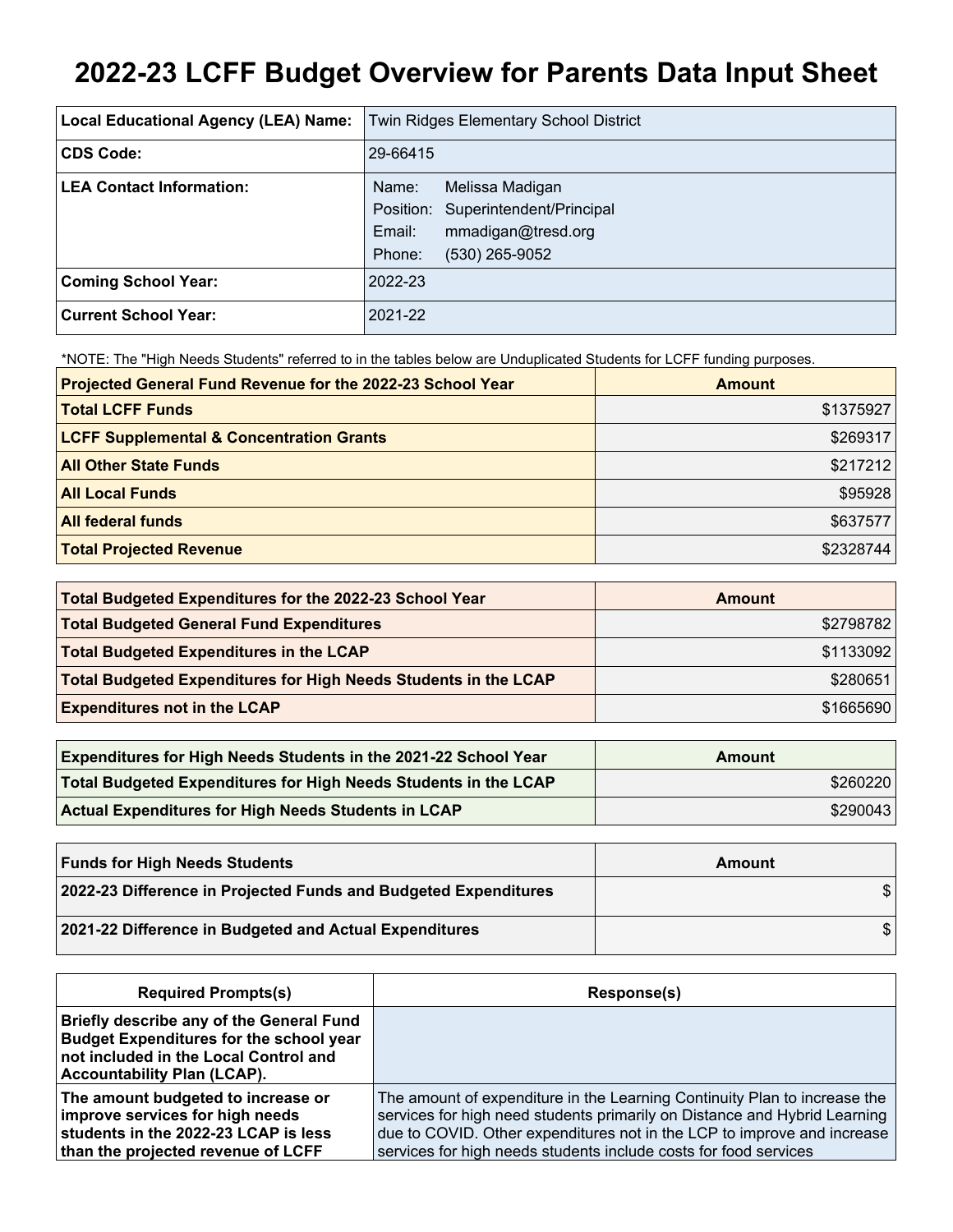# 2022-23 LCFF Budget Overview for Parents Data Input Sheet

| | |
|---|---|
| **Local Educational Agency (LEA) Name:** | Twin Ridges Elementary School District |
| **CDS Code:** | 29-66415 |
| **LEA Contact Information:** | Name: Melissa Madigan<br>Position: Superintendent/Principal<br>Email: mmadigan@tresd.org<br>Phone: (530) 265-9052 |
| **Coming School Year:** | 2022-23 |
| **Current School Year:** | 2021-22 |

*NOTE: The "High Needs Students" referred to in the tables below are Unduplicated Students for LCFF funding purposes.

| Projected General Fund Revenue for the 2022-23 School Year | Amount |
|---|---|
| **Total LCFF Funds** | $1375927 |
| **LCFF Supplemental & Concentration Grants** | $269317 |
| **All Other State Funds** | $217212 |
| **All Local Funds** | $95928 |
| **All federal funds** | $637577 |
| **Total Projected Revenue** | $2328744 |

| Total Budgeted Expenditures for the 2022-23 School Year | Amount |
|---|---|
| **Total Budgeted General Fund Expenditures** | $2798782 |
| **Total Budgeted Expenditures in the LCAP** | $1133092 |
| **Total Budgeted Expenditures for High Needs Students in the LCAP** | $280651 |
| **Expenditures not in the LCAP** | $1665690 |

| Expenditures for High Needs Students in the 2021-22 School Year | Amount |
|---|---|
| **Total Budgeted Expenditures for High Needs Students in the LCAP** | $260220 |
| **Actual Expenditures for High Needs Students in LCAP** | $290043 |

| Funds for High Needs Students | Amount |
|---|---|
| **2022-23 Difference in Projected Funds and Budgeted Expenditures** | $ |
| **2021-22 Difference in Budgeted and Actual Expenditures** | $ |

| Required Prompts(s) | Response(s) |
|---|---|
| **Briefly describe any of the General Fund Budget Expenditures for the school year not included in the Local Control and Accountability Plan (LCAP).** | |
| **The amount budgeted to increase or improve services for high needs students in the 2022-23 LCAP is less than the projected revenue of LCFF** | The amount of expenditure in the Learning Continuity Plan to increase the services for high need students primarily on Distance and Hybrid Learning due to COVID. Other expenditures not in the LCP to improve and increase services for high needs students include costs for food services |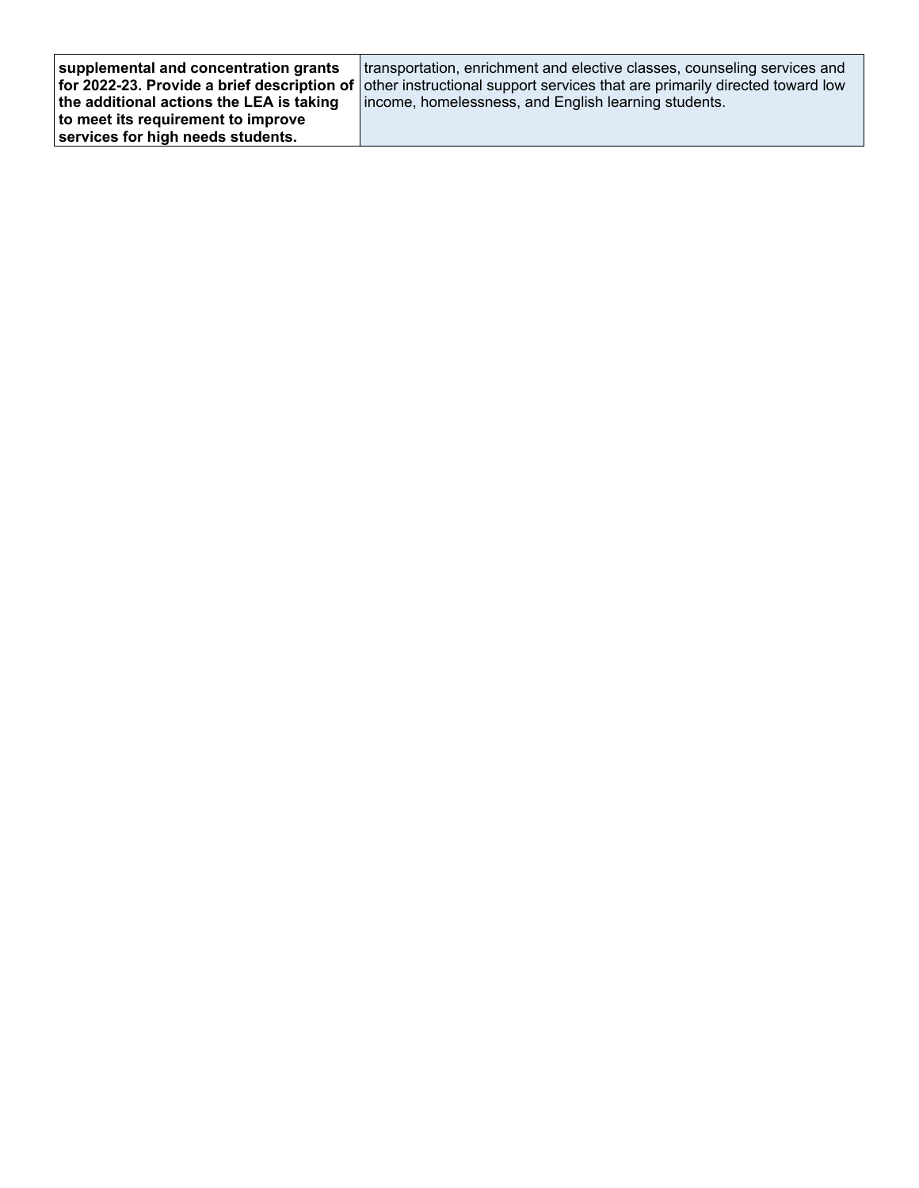| | |
|---|---|
| **supplemental and concentration grants for 2022-23. Provide a brief description of the additional actions the LEA is taking to meet its requirement to improve services for high needs students.** | transportation, enrichment and elective classes, counseling services and other instructional support services that are primarily directed toward low income, homelessness, and English learning students. |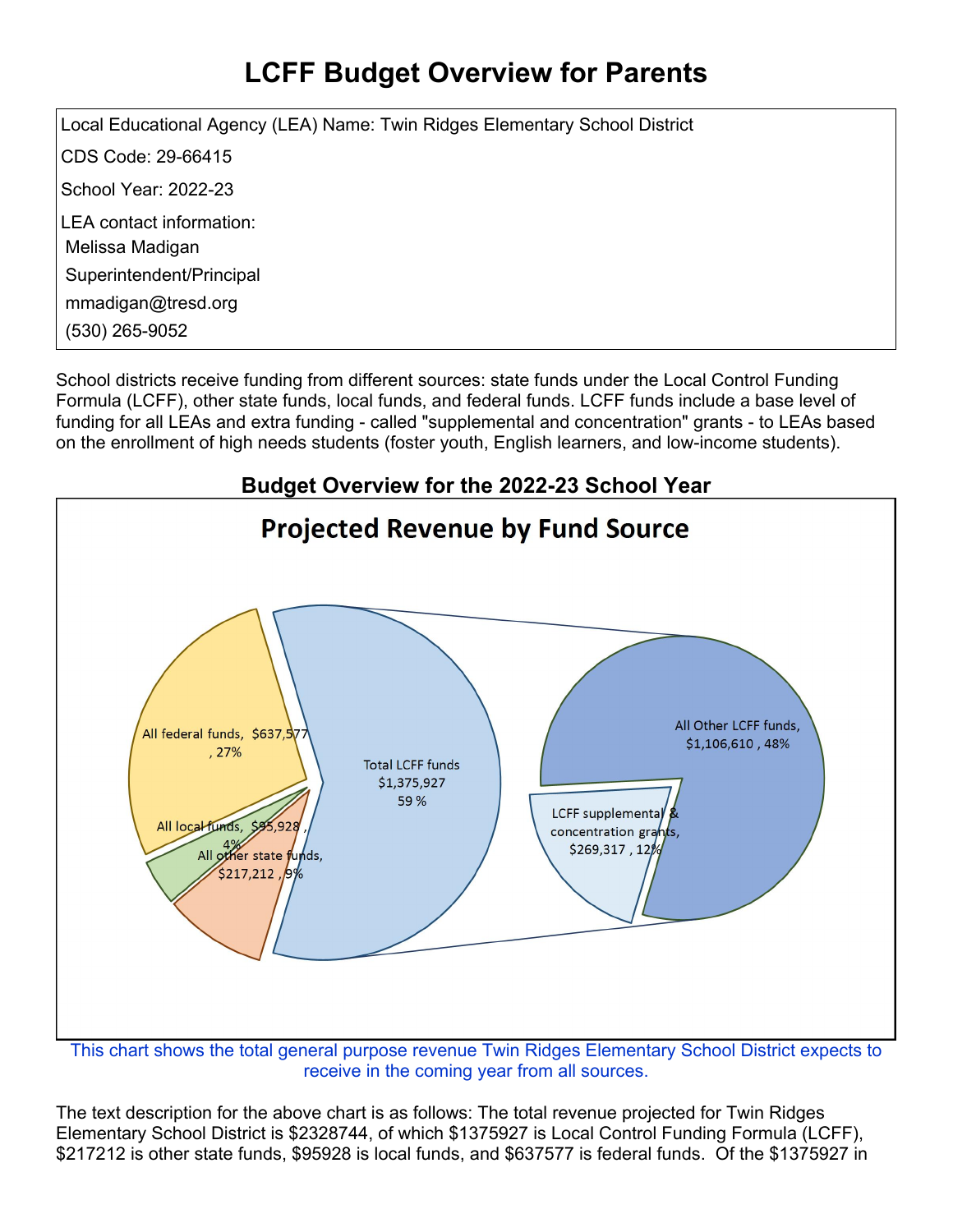# LCFF Budget Overview for Parents

Local Educational Agency (LEA) Name: Twin Ridges Elementary School District

CDS Code: 29-66415

School Year: 2022-23

LEA contact information:

Melissa Madigan

Superintendent/Principal

mmadigan@tresd.org

(530) 265-9052

School districts receive funding from different sources: state funds under the Local Control Funding Formula (LCFF), other state funds, local funds, and federal funds. LCFF funds include a base level of funding for all LEAs and extra funding - called "supplemental and concentration" grants - to LEAs based on the enrollment of high needs students (foster youth, English learners, and low-income students).

## Budget Overview for the 2022-23 School Year

### Projected Revenue by Fund Source

All federal funds, $637,577, 27%

All local funds, $95,928, 4%

All other state funds, $217,212, 9%

Total LCFF funds $1,375,927 59 %

All Other LCFF funds, $1,106,610, 48%

LCFF supplemental & concentration grants, $269,317, 12%

This chart shows the total general purpose revenue Twin Ridges Elementary School District expects to receive in the coming year from all sources.

The text description for the above chart is as follows: The total revenue projected for Twin Ridges Elementary School District is $2328744, of which $1375927 is Local Control Funding Formula (LCFF), $217212 is other state funds, $95928 is local funds, and $637577 is federal funds. Of the $1375927 in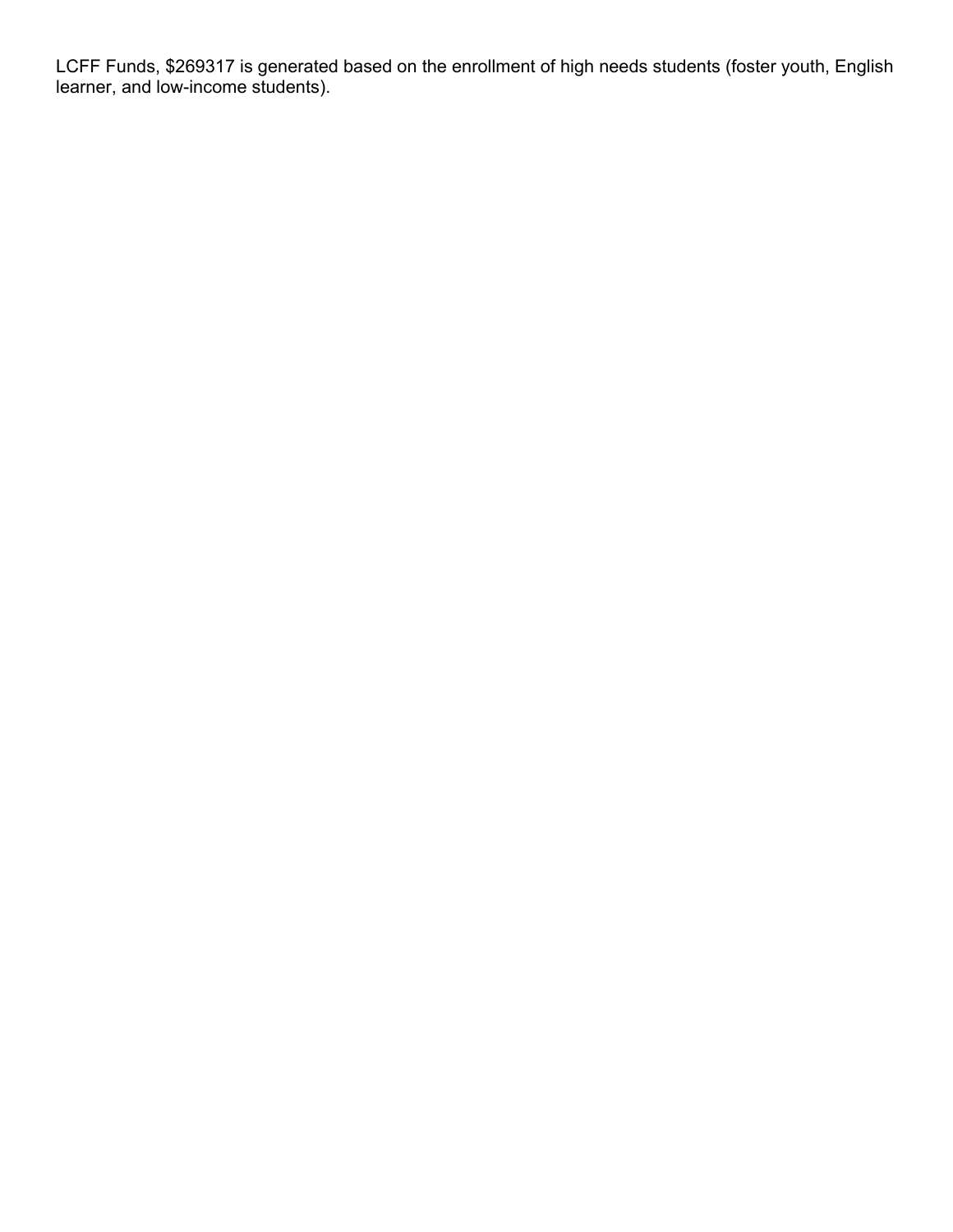LCFF Funds, $269317 is generated based on the enrollment of high needs students (foster youth, English learner, and low-income students).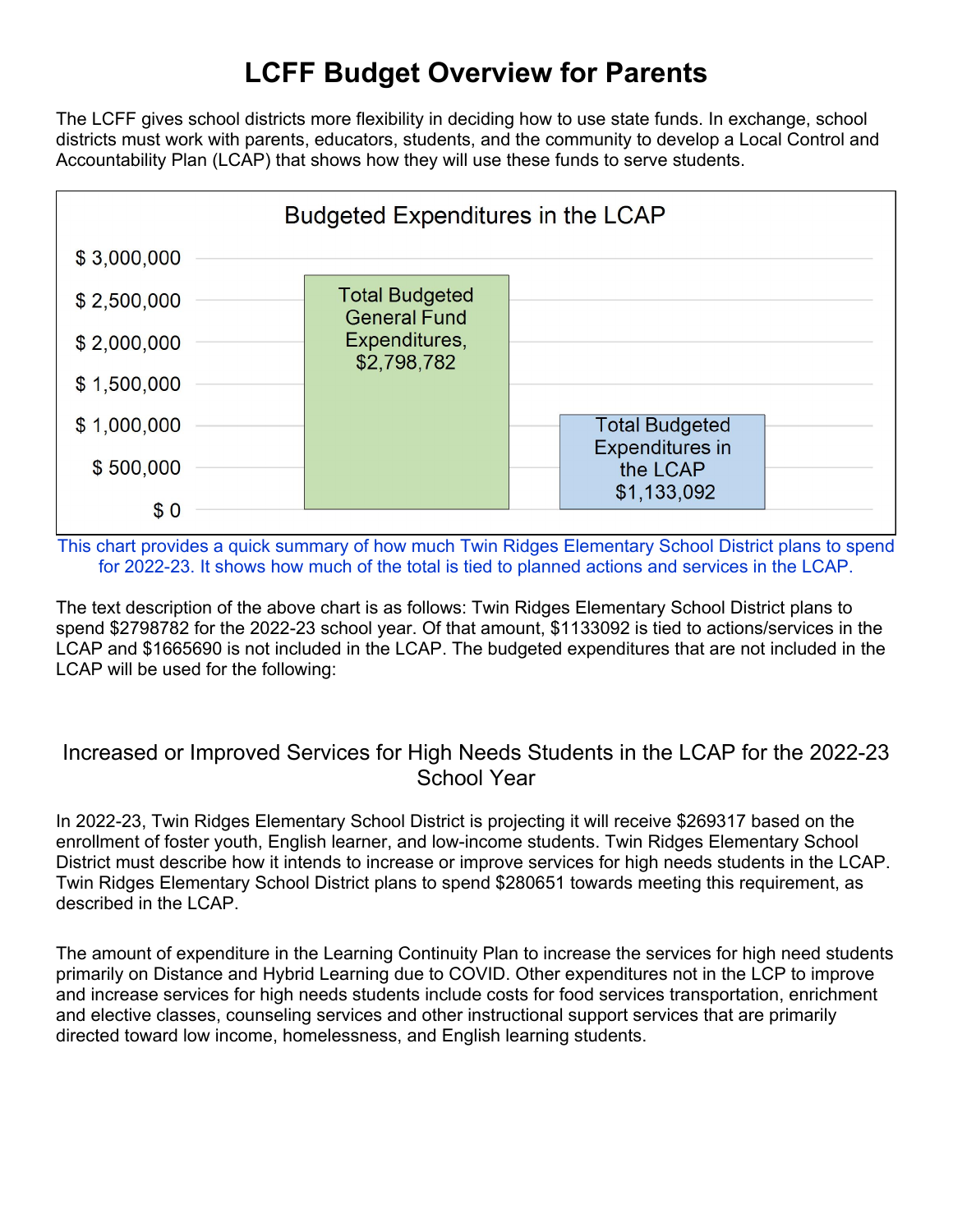# LCFF Budget Overview for Parents

The LCFF gives school districts more flexibility in deciding how to use state funds. In exchange, school districts must work with parents, educators, students, and the community to develop a Local Control and Accountability Plan (LCAP) that shows how they will use these funds to serve students.

**Budgeted Expenditures in the LCAP**

| | Amount |
|---|---|
| Total Budgeted General Fund Expenditures | $2,798,782 |
| Total Budgeted Expenditures in the LCAP | $1,133,092 |

This chart provides a quick summary of how much Twin Ridges Elementary School District plans to spend for 2022-23. It shows how much of the total is tied to planned actions and services in the LCAP.

The text description of the above chart is as follows: Twin Ridges Elementary School District plans to spend $2798782 for the 2022-23 school year. Of that amount, $1133092 is tied to actions/services in the LCAP and $1665690 is not included in the LCAP. The budgeted expenditures that are not included in the LCAP will be used for the following:

## Increased or Improved Services for High Needs Students in the LCAP for the 2022-23 School Year

In 2022-23, Twin Ridges Elementary School District is projecting it will receive $269317 based on the enrollment of foster youth, English learner, and low-income students. Twin Ridges Elementary School District must describe how it intends to increase or improve services for high needs students in the LCAP. Twin Ridges Elementary School District plans to spend $280651 towards meeting this requirement, as described in the LCAP.

The amount of expenditure in the Learning Continuity Plan to increase the services for high need students primarily on Distance and Hybrid Learning due to COVID. Other expenditures not in the LCP to improve and increase services for high needs students include costs for food services transportation, enrichment and elective classes, counseling services and other instructional support services that are primarily directed toward low income, homelessness, and English learning students.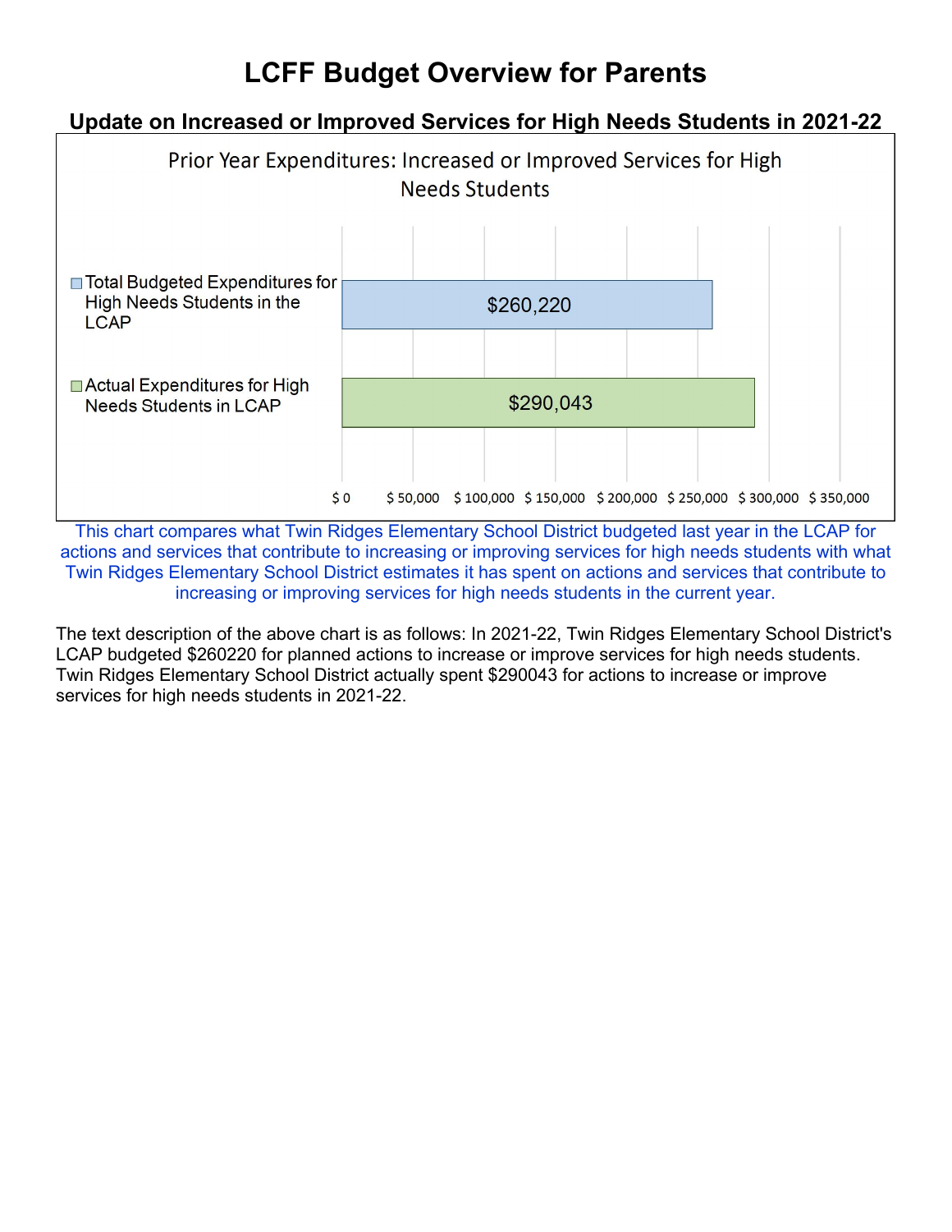# LCFF Budget Overview for Parents

## Update on Increased or Improved Services for High Needs Students in 2021-22

Prior Year Expenditures: Increased or Improved Services for High Needs Students

Total Budgeted Expenditures for High Needs Students in the LCAP

$260,220

Actual Expenditures for High Needs Students in LCAP

$290,043

$ 0 | $ 50,000 | $ 100,000 | $ 150,000 | $ 200,000 | $ 250,000 | $ 300,000 | $ 350,000

This chart compares what Twin Ridges Elementary School District budgeted last year in the LCAP for actions and services that contribute to increasing or improving services for high needs students with what Twin Ridges Elementary School District estimates it has spent on actions and services that contribute to increasing or improving services for high needs students in the current year.

The text description of the above chart is as follows: In 2021-22, Twin Ridges Elementary School District's LCAP budgeted $260220 for planned actions to increase or improve services for high needs students. Twin Ridges Elementary School District actually spent $290043 for actions to increase or improve services for high needs students in 2021-22.